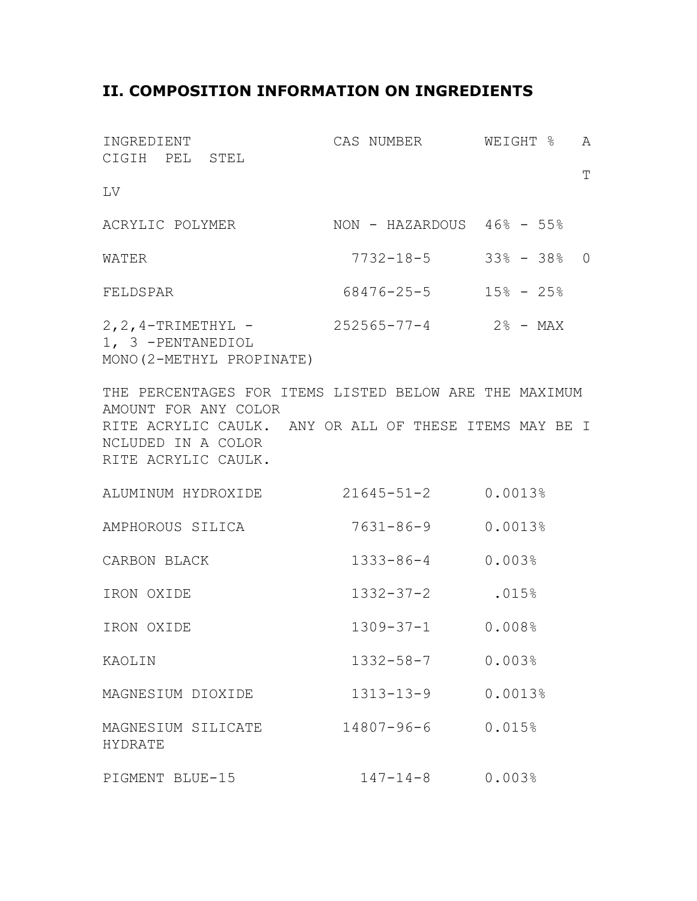## II. COMPOSITION INFORMATION ON INGREDIENTS

| INGREDIENT | CAS NUMBER | WEIGHT % | ACIGIH TLV | PEL | STEL |
|---|---|---|---|---|---|
| ACRYLIC POLYMER | NON - HAZARDOUS | 46% - 55% | | | |
| WATER | 7732-18-5 | 33% - 38% | 0 | | |
| FELDSPAR | 68476-25-5 | 15% - 25% | | | |
| 2,2,4-TRIMETHYL - 1, 3 -PENTANEDIOL MONO(2-METHYL PROPINATE) | 252565-77-4 | 2% - MAX | | | |

THE PERCENTAGES FOR ITEMS LISTED BELOW ARE THE MAXIMUM AMOUNT FOR ANY COLOR RITE ACRYLIC CAULK. ANY OR ALL OF THESE ITEMS MAY BE INCLUDED IN A COLOR RITE ACRYLIC CAULK.

| INGREDIENT | CAS NUMBER | WEIGHT % |
|---|---|---|
| ALUMINUM HYDROXIDE | 21645-51-2 | 0.0013% |
| AMPHOROUS SILICA | 7631-86-9 | 0.0013% |
| CARBON BLACK | 1333-86-4 | 0.003% |
| IRON OXIDE | 1332-37-2 | .015% |
| IRON OXIDE | 1309-37-1 | 0.008% |
| KAOLIN | 1332-58-7 | 0.003% |
| MAGNESIUM DIOXIDE | 1313-13-9 | 0.0013% |
| MAGNESIUM SILICATE HYDRATE | 14807-96-6 | 0.015% |
| PIGMENT BLUE-15 | 147-14-8 | 0.003% |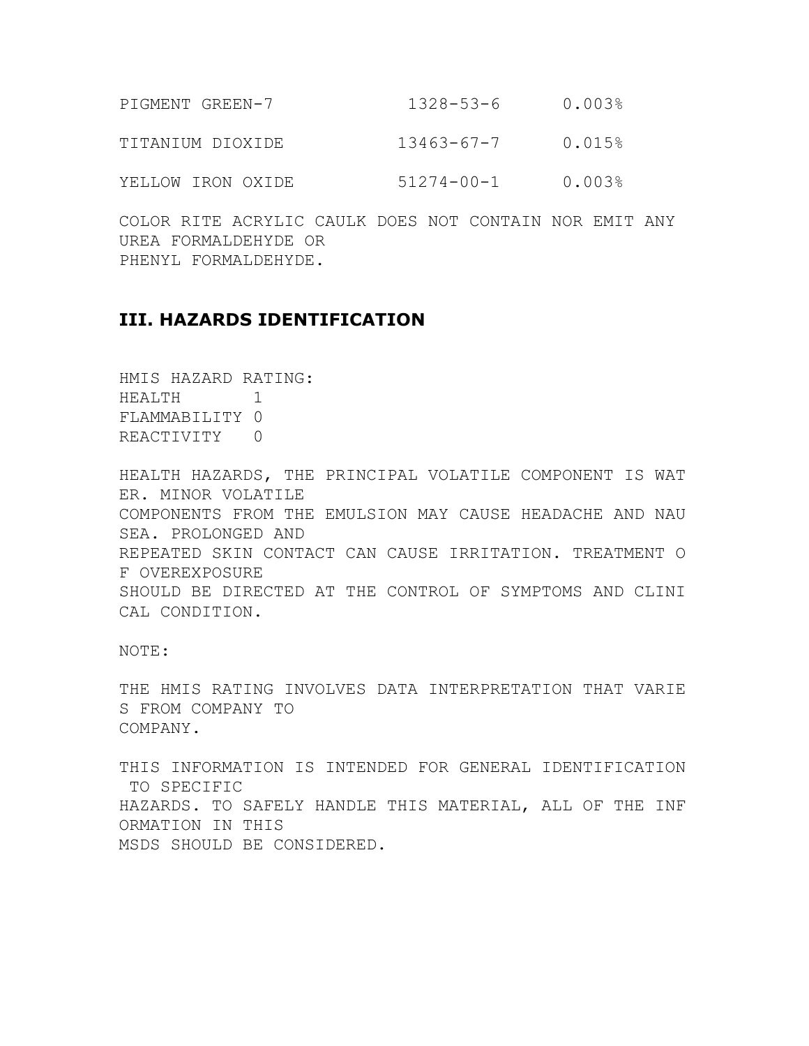| | | |
|---|---|---|
| PIGMENT GREEN-7 | 1328-53-6 | 0.003% |
| TITANIUM DIOXIDE | 13463-67-7 | 0.015% |
| YELLOW IRON OXIDE | 51274-00-1 | 0.003% |

COLOR RITE ACRYLIC CAULK DOES NOT CONTAIN NOR EMIT ANY UREA FORMALDEHYDE OR
PHENYL FORMALDEHYDE.

## III. HAZARDS IDENTIFICATION

HMIS HAZARD RATING:
HEALTH 1
FLAMMABILITY 0
REACTIVITY 0

HEALTH HAZARDS, THE PRINCIPAL VOLATILE COMPONENT IS WATER. MINOR VOLATILE
COMPONENTS FROM THE EMULSION MAY CAUSE HEADACHE AND NAUSEA. PROLONGED AND
REPEATED SKIN CONTACT CAN CAUSE IRRITATION. TREATMENT OF OVEREXPOSURE
SHOULD BE DIRECTED AT THE CONTROL OF SYMPTOMS AND CLINICAL CONDITION.

NOTE:

THE HMIS RATING INVOLVES DATA INTERPRETATION THAT VARIES FROM COMPANY TO
COMPANY.

THIS INFORMATION IS INTENDED FOR GENERAL IDENTIFICATION TO SPECIFIC
HAZARDS. TO SAFELY HANDLE THIS MATERIAL, ALL OF THE INFORMATION IN THIS
MSDS SHOULD BE CONSIDERED.